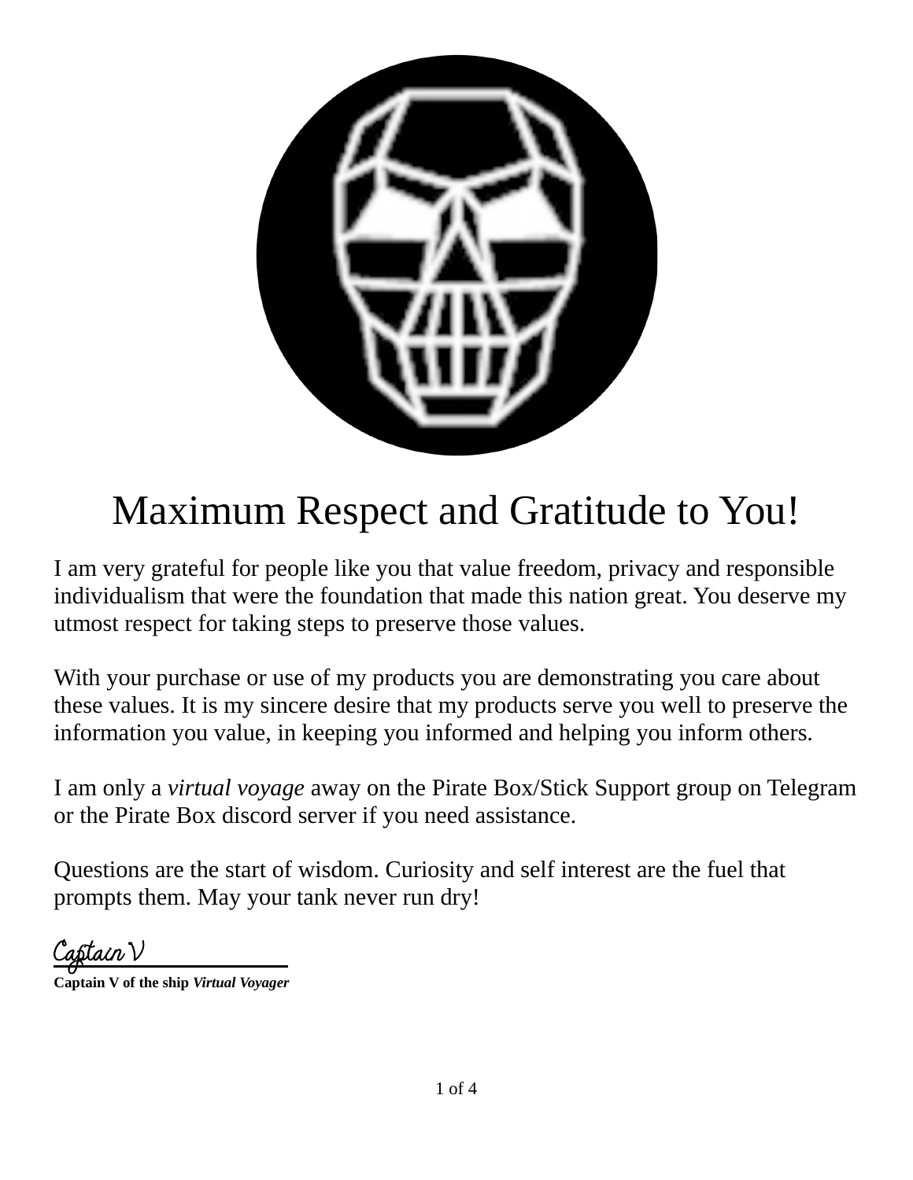# Maximum Respect and Gratitude to You!

I am very grateful for people like you that value freedom, privacy and responsible individualism that were the foundation that made this nation great. You deserve my utmost respect for taking steps to preserve those values.

With your purchase or use of my products you are demonstrating you care about these values. It is my sincere desire that my products serve you well to preserve the information you value, in keeping you informed and helping you inform others.

I am only a *virtual voyage* away on the Pirate Box/Stick Support group on Telegram or the Pirate Box discord server if you need assistance.

Questions are the start of wisdom. Curiosity and self interest are the fuel that prompts them. May your tank never run dry!

Captain V

**Captain V of the ship *Virtual Voyager***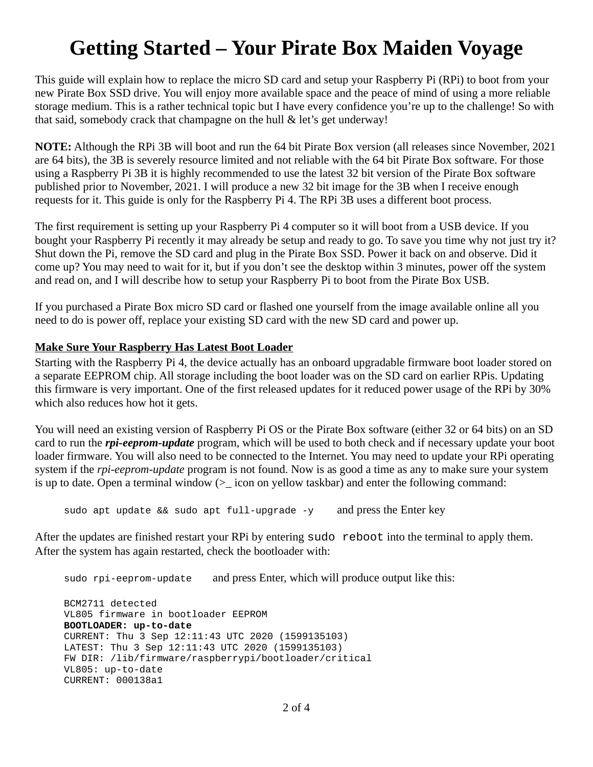# Getting Started – Your Pirate Box Maiden Voyage

This guide will explain how to replace the micro SD card and setup your Raspberry Pi (RPi) to boot from your new Pirate Box SSD drive. You will enjoy more available space and the peace of mind of using a more reliable storage medium. This is a rather technical topic but I have every confidence you're up to the challenge! So with that said, somebody crack that champagne on the hull & let's get underway!

**NOTE:** Although the RPi 3B will boot and run the 64 bit Pirate Box version (all releases since November, 2021 are 64 bits), the 3B is severely resource limited and not reliable with the 64 bit Pirate Box software. For those using a Raspberry Pi 3B it is highly recommended to use the latest 32 bit version of the Pirate Box software published prior to November, 2021. I will produce a new 32 bit image for the 3B when I receive enough requests for it. This guide is only for the Raspberry Pi 4. The RPi 3B uses a different boot process.

The first requirement is setting up your Raspberry Pi 4 computer so it will boot from a USB device. If you bought your Raspberry Pi recently it may already be setup and ready to go. To save you time why not just try it? Shut down the Pi, remove the SD card and plug in the Pirate Box SSD. Power it back on and observe. Did it come up? You may need to wait for it, but if you don't see the desktop within 3 minutes, power off the system and read on, and I will describe how to setup your Raspberry Pi to boot from the Pirate Box USB.

If you purchased a Pirate Box micro SD card or flashed one yourself from the image available online all you need to do is power off, replace your existing SD card with the new SD card and power up.

**Make Sure Your Raspberry Has Latest Boot Loader**

Starting with the Raspberry Pi 4, the device actually has an onboard upgradable firmware boot loader stored on a separate EEPROM chip. All storage including the boot loader was on the SD card on earlier RPis. Updating this firmware is very important. One of the first released updates for it reduced power usage of the RPi by 30% which also reduces how hot it gets.

You will need an existing version of Raspberry Pi OS or the Pirate Box software (either 32 or 64 bits) on an SD card to run the ***rpi-eeprom-update*** program, which will be used to both check and if necessary update your boot loader firmware. You will also need to be connected to the Internet. You may need to update your RPi operating system if the *rpi-eeprom-update* program is not found. Now is as good a time as any to make sure your system is up to date. Open a terminal window (>_ icon on yellow taskbar) and enter the following command:

`sudo apt update && sudo apt full-upgrade -y` and press the Enter key

After the updates are finished restart your RPi by entering `sudo reboot` into the terminal to apply them. After the system has again restarted, check the bootloader with:

`sudo rpi-eeprom-update` and press Enter, which will produce output like this:

```
BCM2711 detected
VL805 firmware in bootloader EEPROM
BOOTLOADER: up-to-date
CURRENT: Thu 3 Sep 12:11:43 UTC 2020 (1599135103)
LATEST: Thu 3 Sep 12:11:43 UTC 2020 (1599135103)
FW DIR: /lib/firmware/raspberrypi/bootloader/critical
VL805: up-to-date
CURRENT: 000138a1
```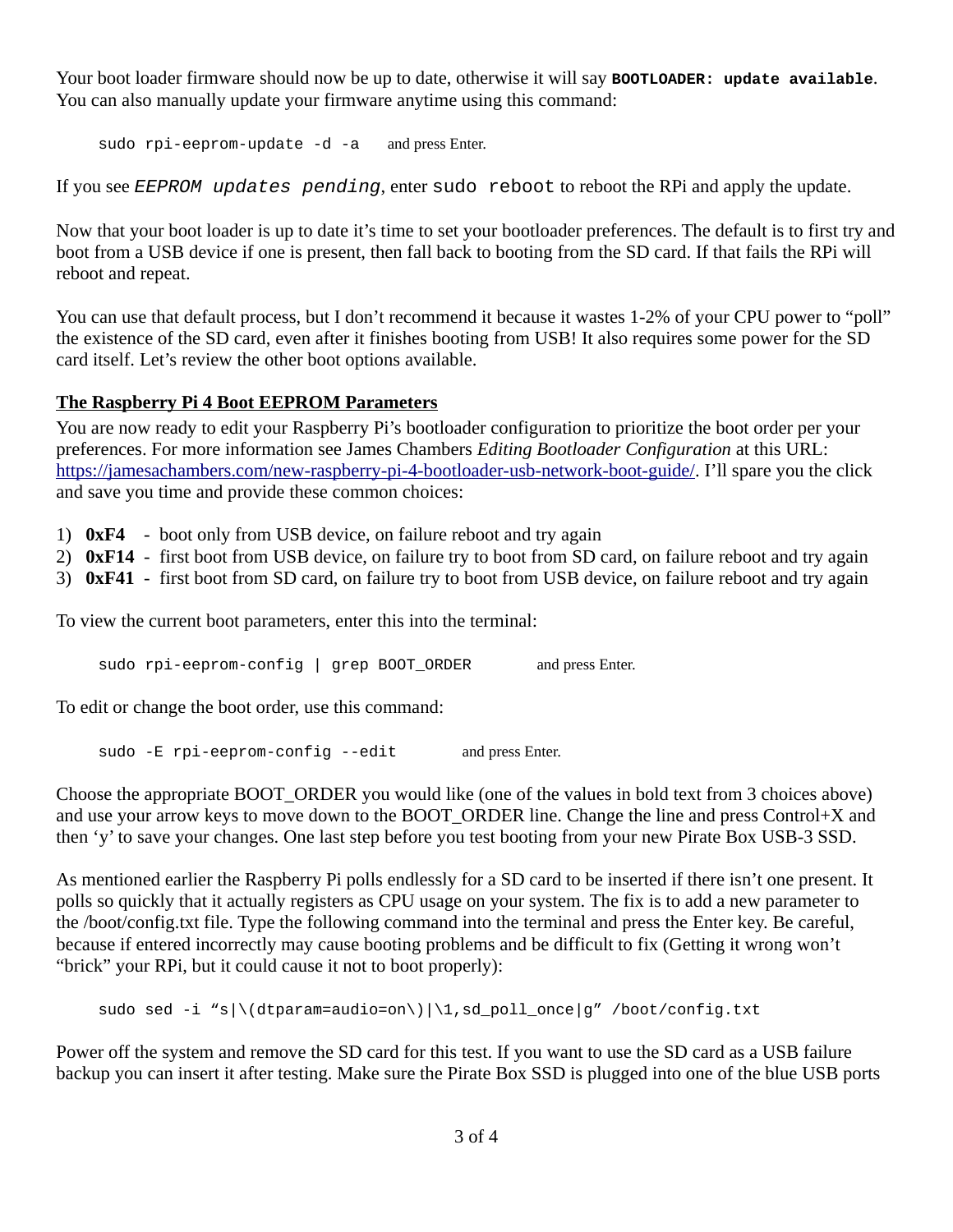Your boot loader firmware should now be up to date, otherwise it will say **`BOOTLOADER: update available`**. You can also manually update your firmware anytime using this command:

```
sudo rpi-eeprom-update -d -a
```

and press Enter.

If you see *`EEPROM updates pending`*, enter `sudo reboot` to reboot the RPi and apply the update.

Now that your boot loader is up to date it's time to set your bootloader preferences. The default is to first try and boot from a USB device if one is present, then fall back to booting from the SD card. If that fails the RPi will reboot and repeat.

You can use that default process, but I don't recommend it because it wastes 1-2% of your CPU power to "poll" the existence of the SD card, even after it finishes booting from USB! It also requires some power for the SD card itself. Let's review the other boot options available.

## The Raspberry Pi 4 Boot EEPROM Parameters

You are now ready to edit your Raspberry Pi's bootloader configuration to prioritize the boot order per your preferences. For more information see James Chambers *Editing Bootloader Configuration* at this URL: [https://jamesachambers.com/new-raspberry-pi-4-bootloader-usb-network-boot-guide/](https://jamesachambers.com/new-raspberry-pi-4-bootloader-usb-network-boot-guide/). I'll spare you the click and save you time and provide these common choices:

1) **0xF4** - boot only from USB device, on failure reboot and try again
2) **0xF14** - first boot from USB device, on failure try to boot from SD card, on failure reboot and try again
3) **0xF41** - first boot from SD card, on failure try to boot from USB device, on failure reboot and try again

To view the current boot parameters, enter this into the terminal:

```
sudo rpi-eeprom-config | grep BOOT_ORDER
```

and press Enter.

To edit or change the boot order, use this command:

```
sudo -E rpi-eeprom-config --edit
```

and press Enter.

Choose the appropriate BOOT_ORDER you would like (one of the values in bold text from 3 choices above) and use your arrow keys to move down to the BOOT_ORDER line. Change the line and press Control+X and then 'y' to save your changes. One last step before you test booting from your new Pirate Box USB-3 SSD.

As mentioned earlier the Raspberry Pi polls endlessly for a SD card to be inserted if there isn't one present. It polls so quickly that it actually registers as CPU usage on your system. The fix is to add a new parameter to the /boot/config.txt file. Type the following command into the terminal and press the Enter key. Be careful, because if entered incorrectly may cause booting problems and be difficult to fix (Getting it wrong won't "brick" your RPi, but it could cause it not to boot properly):

```
sudo sed -i "s|\(dtparam=audio=on\)|\1,sd_poll_once|g" /boot/config.txt
```

Power off the system and remove the SD card for this test. If you want to use the SD card as a USB failure backup you can insert it after testing. Make sure the Pirate Box SSD is plugged into one of the blue USB ports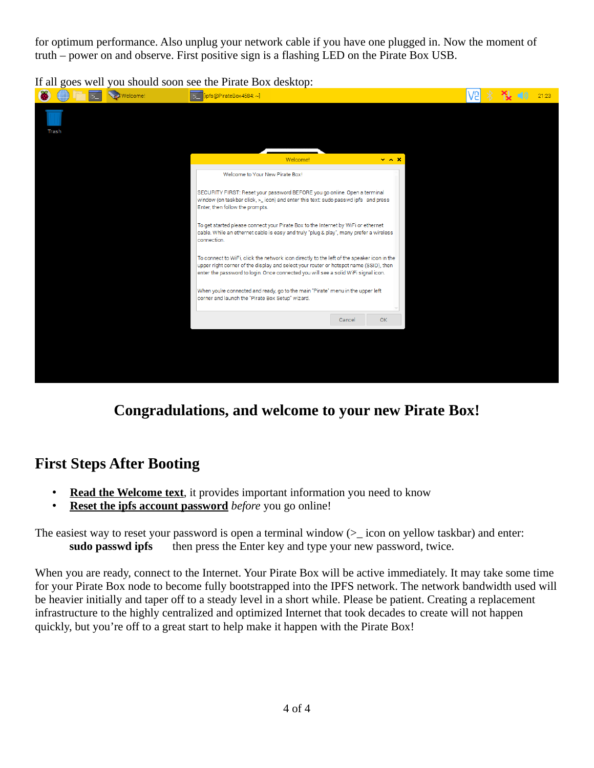for optimum performance. Also unplug your network cable if you have one plugged in. Now the moment of truth – power on and observe. First positive sign is a flashing LED on the Pirate Box USB.

If all goes well you should soon see the Pirate Box desktop:

**Congradulations, and welcome to your new Pirate Box!**

## First Steps After Booting

- **Read the Welcome text**, it provides important information you need to know
- **Reset the ipfs account password** *before* you go online!

The easiest way to reset your password is open a terminal window (>_ icon on yellow taskbar) and enter:
**sudo passwd ipfs** then press the Enter key and type your new password, twice.

When you are ready, connect to the Internet. Your Pirate Box will be active immediately. It may take some time for your Pirate Box node to become fully bootstrapped into the IPFS network. The network bandwidth used will be heavier initially and taper off to a steady level in a short while. Please be patient. Creating a replacement infrastructure to the highly centralized and optimized Internet that took decades to create will not happen quickly, but you're off to a great start to help make it happen with the Pirate Box!